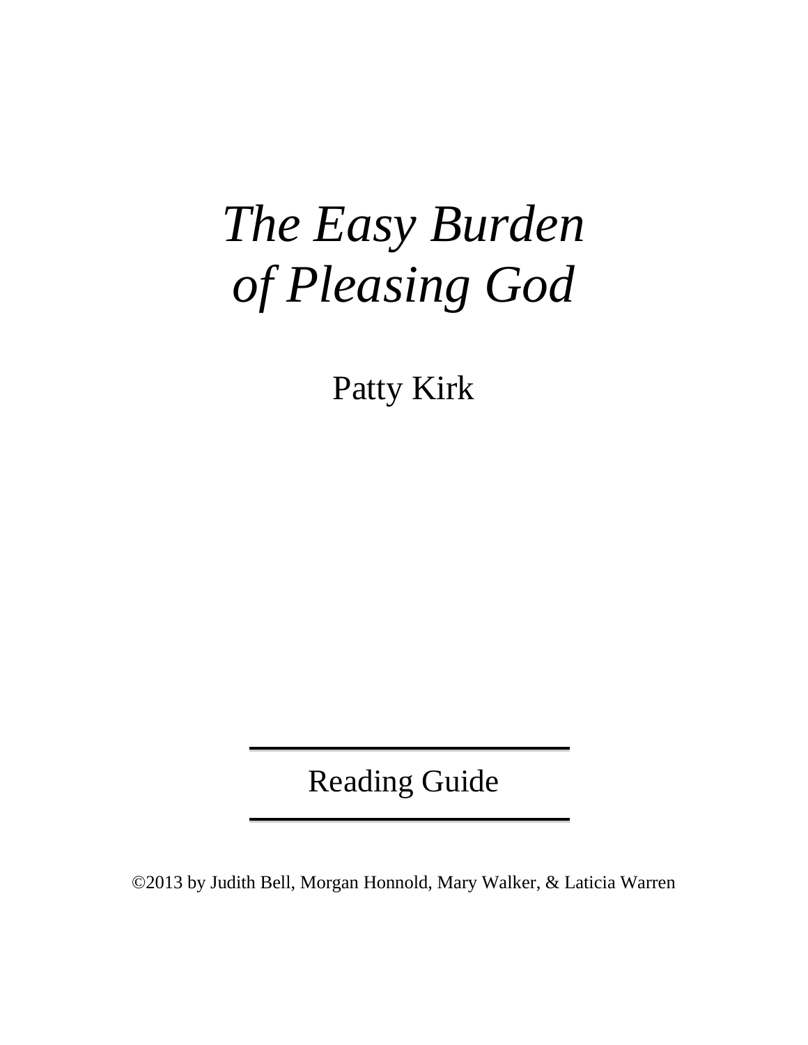# *The Easy Burden of Pleasing God*

Patty Kirk

---

Reading Guide

---

©2013 by Judith Bell, Morgan Honnold, Mary Walker, & Laticia Warren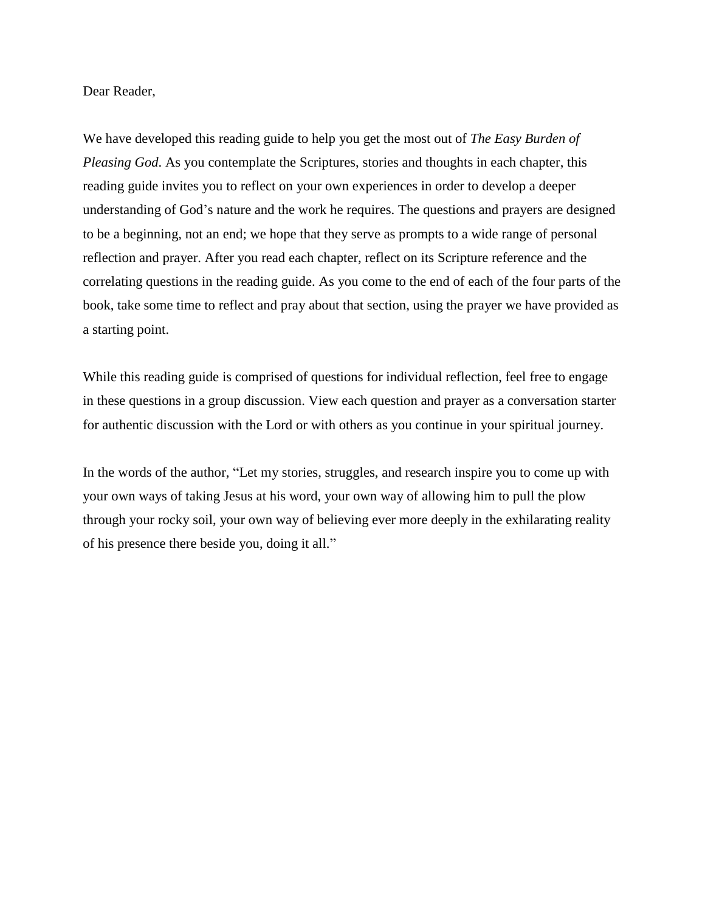Dear Reader,

We have developed this reading guide to help you get the most out of *The Easy Burden of Pleasing God*. As you contemplate the Scriptures, stories and thoughts in each chapter, this reading guide invites you to reflect on your own experiences in order to develop a deeper understanding of God's nature and the work he requires. The questions and prayers are designed to be a beginning, not an end; we hope that they serve as prompts to a wide range of personal reflection and prayer. After you read each chapter, reflect on its Scripture reference and the correlating questions in the reading guide. As you come to the end of each of the four parts of the book, take some time to reflect and pray about that section, using the prayer we have provided as a starting point.

While this reading guide is comprised of questions for individual reflection, feel free to engage in these questions in a group discussion. View each question and prayer as a conversation starter for authentic discussion with the Lord or with others as you continue in your spiritual journey.

In the words of the author, "Let my stories, struggles, and research inspire you to come up with your own ways of taking Jesus at his word, your own way of allowing him to pull the plow through your rocky soil, your own way of believing ever more deeply in the exhilarating reality of his presence there beside you, doing it all."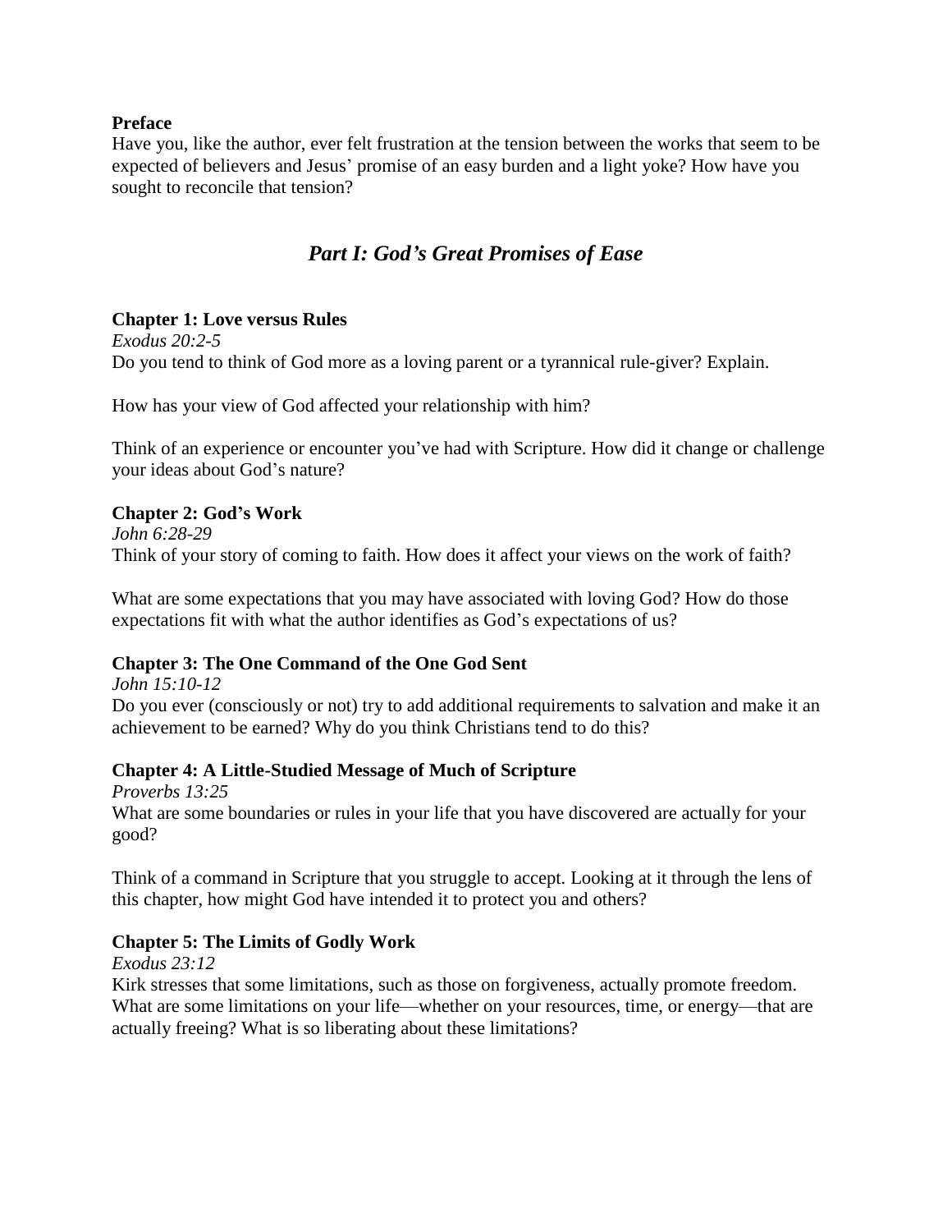**Preface**

Have you, like the author, ever felt frustration at the tension between the works that seem to be expected of believers and Jesus' promise of an easy burden and a light yoke? How have you sought to reconcile that tension?

## *Part I: God's Great Promises of Ease*

**Chapter 1: Love versus Rules**

*Exodus 20:2-5*

Do you tend to think of God more as a loving parent or a tyrannical rule-giver? Explain.

How has your view of God affected your relationship with him?

Think of an experience or encounter you've had with Scripture. How did it change or challenge your ideas about God's nature?

**Chapter 2: God's Work**

*John 6:28-29*

Think of your story of coming to faith. How does it affect your views on the work of faith?

What are some expectations that you may have associated with loving God? How do those expectations fit with what the author identifies as God's expectations of us?

**Chapter 3: The One Command of the One God Sent**

*John 15:10-12*

Do you ever (consciously or not) try to add additional requirements to salvation and make it an achievement to be earned? Why do you think Christians tend to do this?

**Chapter 4: A Little-Studied Message of Much of Scripture**

*Proverbs 13:25*

What are some boundaries or rules in your life that you have discovered are actually for your good?

Think of a command in Scripture that you struggle to accept. Looking at it through the lens of this chapter, how might God have intended it to protect you and others?

**Chapter 5: The Limits of Godly Work**

*Exodus 23:12*

Kirk stresses that some limitations, such as those on forgiveness, actually promote freedom. What are some limitations on your life—whether on your resources, time, or energy—that are actually freeing? What is so liberating about these limitations?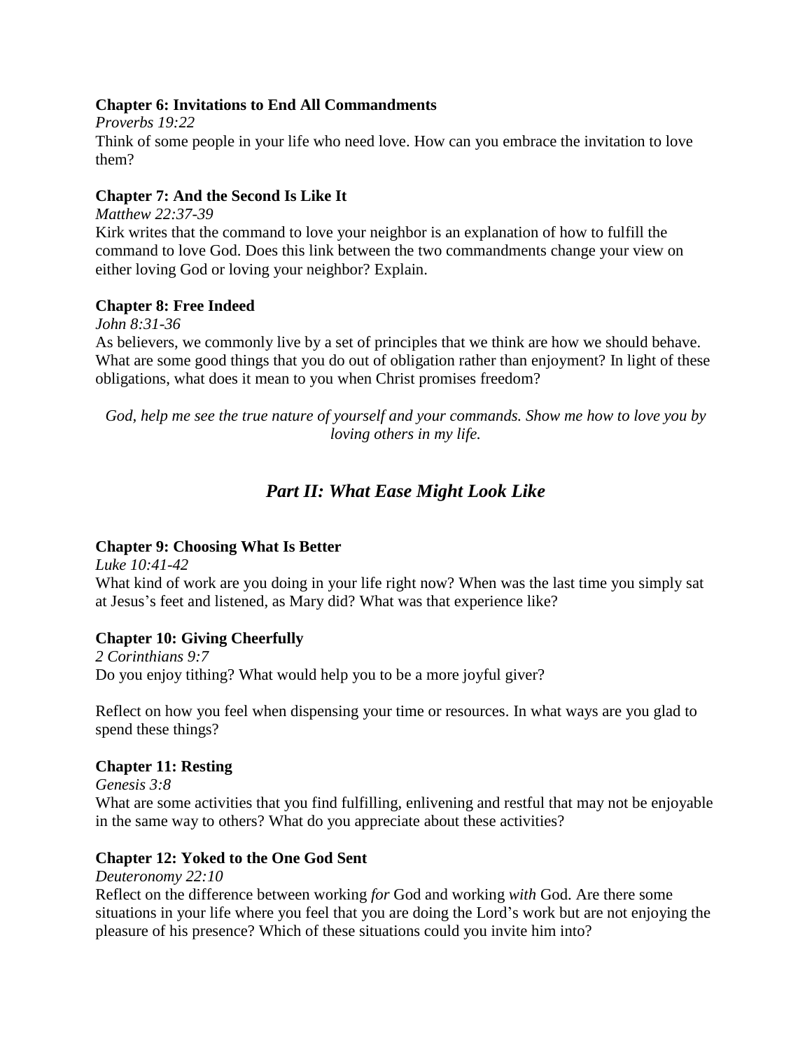**Chapter 6: Invitations to End All Commandments**

*Proverbs 19:22*

Think of some people in your life who need love. How can you embrace the invitation to love them?

**Chapter 7: And the Second Is Like It**

*Matthew 22:37-39*

Kirk writes that the command to love your neighbor is an explanation of how to fulfill the command to love God. Does this link between the two commandments change your view on either loving God or loving your neighbor? Explain.

**Chapter 8: Free Indeed**

*John 8:31-36*

As believers, we commonly live by a set of principles that we think are how we should behave. What are some good things that you do out of obligation rather than enjoyment? In light of these obligations, what does it mean to you when Christ promises freedom?

*God, help me see the true nature of yourself and your commands. Show me how to love you by loving others in my life.*

## *Part II: What Ease Might Look Like*

**Chapter 9: Choosing What Is Better**

*Luke 10:41-42*

What kind of work are you doing in your life right now? When was the last time you simply sat at Jesus's feet and listened, as Mary did? What was that experience like?

**Chapter 10: Giving Cheerfully**

*2 Corinthians 9:7*

Do you enjoy tithing? What would help you to be a more joyful giver?

Reflect on how you feel when dispensing your time or resources. In what ways are you glad to spend these things?

**Chapter 11: Resting**

*Genesis 3:8*

What are some activities that you find fulfilling, enlivening and restful that may not be enjoyable in the same way to others? What do you appreciate about these activities?

**Chapter 12: Yoked to the One God Sent**

*Deuteronomy 22:10*

Reflect on the difference between working *for* God and working *with* God. Are there some situations in your life where you feel that you are doing the Lord's work but are not enjoying the pleasure of his presence? Which of these situations could you invite him into?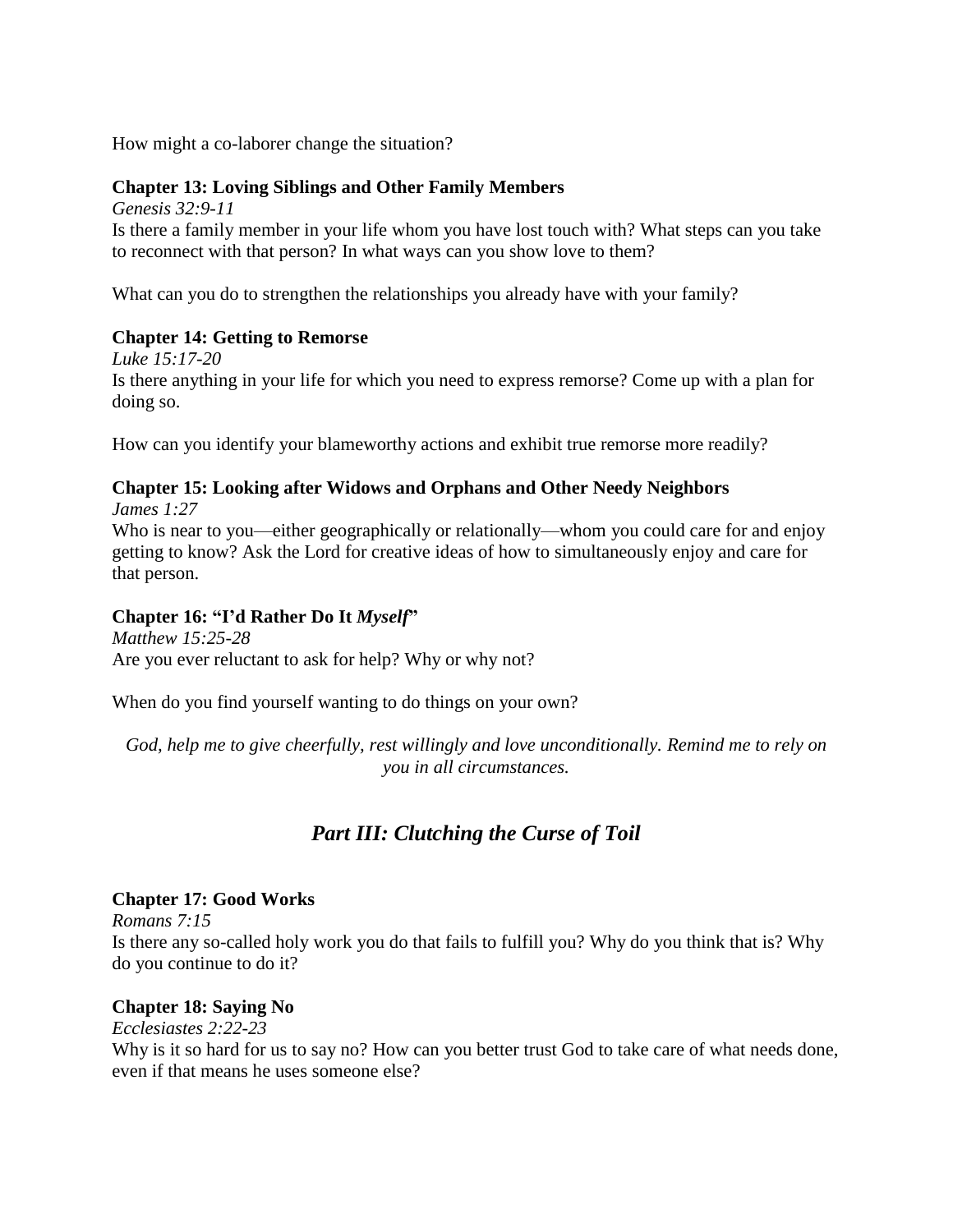How might a co-laborer change the situation?

**Chapter 13: Loving Siblings and Other Family Members**

*Genesis 32:9-11*

Is there a family member in your life whom you have lost touch with? What steps can you take to reconnect with that person? In what ways can you show love to them?

What can you do to strengthen the relationships you already have with your family?

**Chapter 14: Getting to Remorse**

*Luke 15:17-20*

Is there anything in your life for which you need to express remorse? Come up with a plan for doing so.

How can you identify your blameworthy actions and exhibit true remorse more readily?

**Chapter 15: Looking after Widows and Orphans and Other Needy Neighbors**

*James 1:27*

Who is near to you—either geographically or relationally—whom you could care for and enjoy getting to know? Ask the Lord for creative ideas of how to simultaneously enjoy and care for that person.

**Chapter 16: "I'd Rather Do It *Myself*"**

*Matthew 15:25-28*

Are you ever reluctant to ask for help? Why or why not?

When do you find yourself wanting to do things on your own?

*God, help me to give cheerfully, rest willingly and love unconditionally. Remind me to rely on you in all circumstances.*

## *Part III: Clutching the Curse of Toil*

**Chapter 17: Good Works**

*Romans 7:15*

Is there any so-called holy work you do that fails to fulfill you? Why do you think that is? Why do you continue to do it?

**Chapter 18: Saying No**

*Ecclesiastes 2:22-23*

Why is it so hard for us to say no? How can you better trust God to take care of what needs done, even if that means he uses someone else?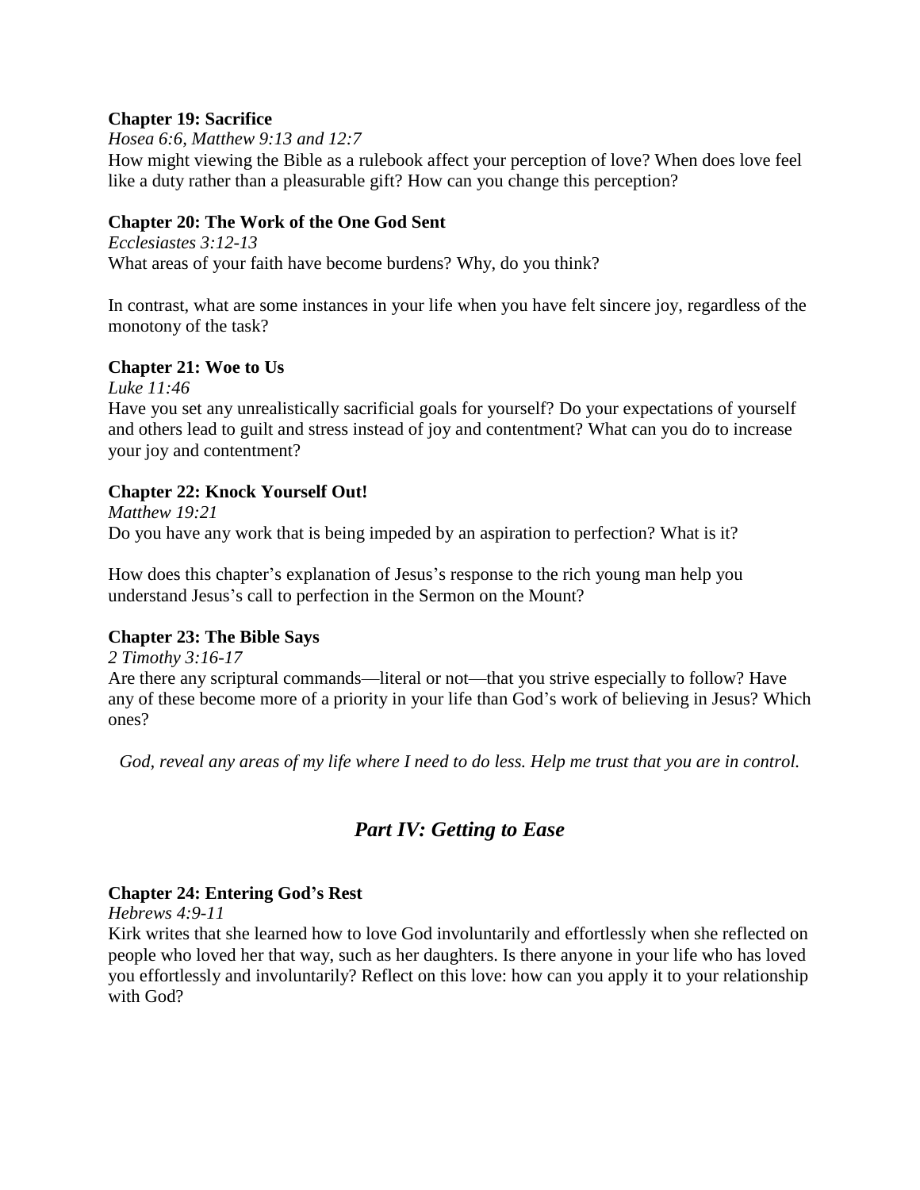**Chapter 19: Sacrifice**

*Hosea 6:6, Matthew 9:13 and 12:7*

How might viewing the Bible as a rulebook affect your perception of love? When does love feel like a duty rather than a pleasurable gift? How can you change this perception?

**Chapter 20: The Work of the One God Sent**

*Ecclesiastes 3:12-13*

What areas of your faith have become burdens? Why, do you think?

In contrast, what are some instances in your life when you have felt sincere joy, regardless of the monotony of the task?

**Chapter 21: Woe to Us**

*Luke 11:46*

Have you set any unrealistically sacrificial goals for yourself? Do your expectations of yourself and others lead to guilt and stress instead of joy and contentment? What can you do to increase your joy and contentment?

**Chapter 22: Knock Yourself Out!**

*Matthew 19:21*

Do you have any work that is being impeded by an aspiration to perfection? What is it?

How does this chapter's explanation of Jesus's response to the rich young man help you understand Jesus's call to perfection in the Sermon on the Mount?

**Chapter 23: The Bible Says**

*2 Timothy 3:16-17*

Are there any scriptural commands—literal or not—that you strive especially to follow? Have any of these become more of a priority in your life than God's work of believing in Jesus? Which ones?

*God, reveal any areas of my life where I need to do less. Help me trust that you are in control.*

## *Part IV: Getting to Ease*

**Chapter 24: Entering God's Rest**

*Hebrews 4:9-11*

Kirk writes that she learned how to love God involuntarily and effortlessly when she reflected on people who loved her that way, such as her daughters. Is there anyone in your life who has loved you effortlessly and involuntarily? Reflect on this love: how can you apply it to your relationship with God?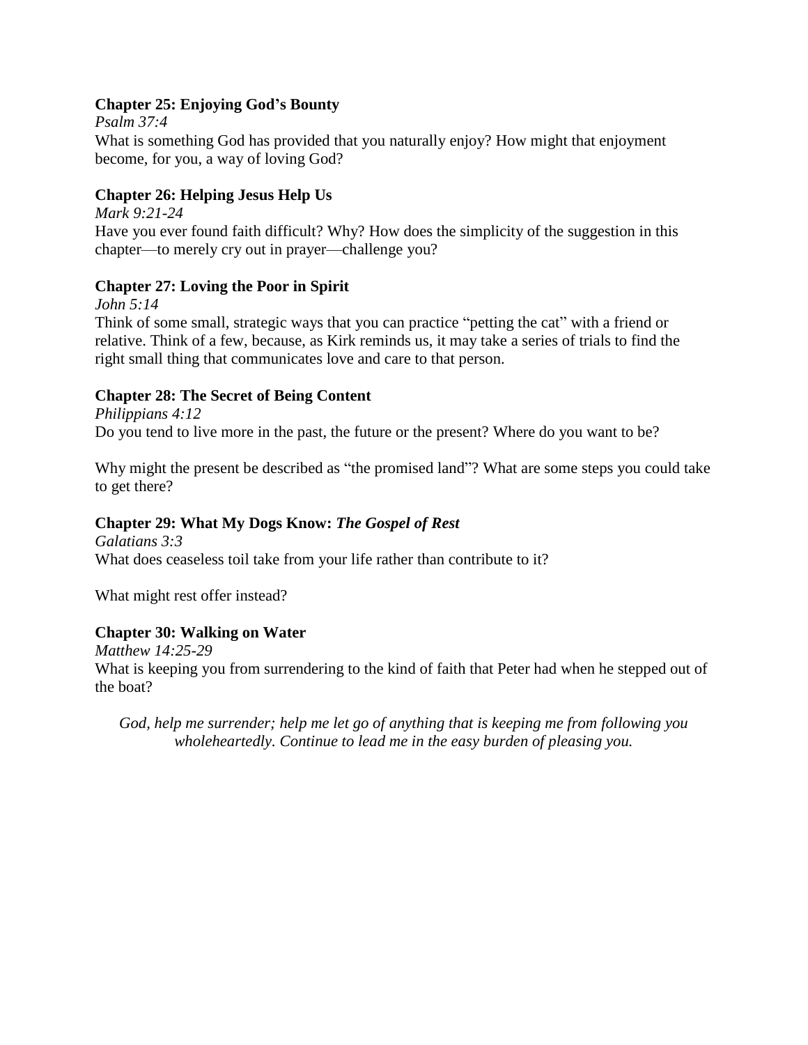### Chapter 25: Enjoying God's Bounty

*Psalm 37:4*

What is something God has provided that you naturally enjoy? How might that enjoyment become, for you, a way of loving God?

### Chapter 26: Helping Jesus Help Us

*Mark 9:21-24*

Have you ever found faith difficult? Why? How does the simplicity of the suggestion in this chapter—to merely cry out in prayer—challenge you?

### Chapter 27: Loving the Poor in Spirit

*John 5:14*

Think of some small, strategic ways that you can practice "petting the cat" with a friend or relative. Think of a few, because, as Kirk reminds us, it may take a series of trials to find the right small thing that communicates love and care to that person.

### Chapter 28: The Secret of Being Content

*Philippians 4:12*

Do you tend to live more in the past, the future or the present? Where do you want to be?

Why might the present be described as "the promised land"? What are some steps you could take to get there?

### Chapter 29: What My Dogs Know: *The Gospel of Rest*

*Galatians 3:3*

What does ceaseless toil take from your life rather than contribute to it?

What might rest offer instead?

### Chapter 30: Walking on Water

*Matthew 14:25-29*

What is keeping you from surrendering to the kind of faith that Peter had when he stepped out of the boat?

*God, help me surrender; help me let go of anything that is keeping me from following you wholeheartedly. Continue to lead me in the easy burden of pleasing you.*